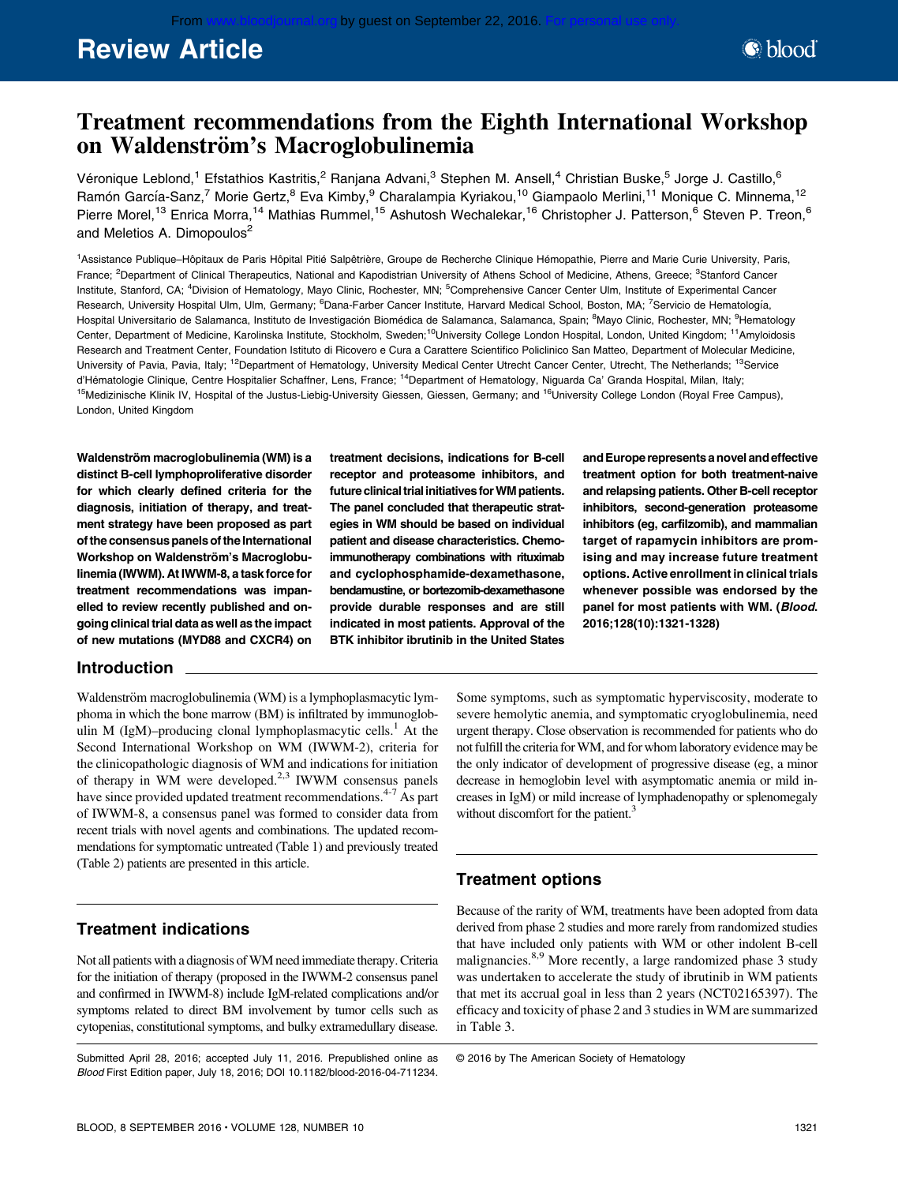# Treatment recommendations from the Eighth International Workshop on Waldenström's Macroglobulinemia

Véronique Leblond,[1] Efstathios Kastritis,[2] Ranjana Advani,[3] Stephen M. Ansell,[4] Christian Buske,[5] Jorge J. Castillo,[6] Ramón García-Sanz,[7] Morie Gertz,[8] Eva Kimby,[9] Charalampia Kyriakou,[10] Giampaolo Merlini,[11] Monique C. Minnema,[12] Pierre Morel,[13] Enrica Morra,[14] Mathias Rummel,[15] Ashutosh Wechalekar,[16] Christopher J. Patterson,[6] Steven P. Treon,[6] and Meletios A. Dimopoulos[2]

[1]Assistance Publique–Hôpitaux de Paris Hôpital Pitié Salpêtrière, Groupe de Recherche Clinique Hémopathie, Pierre and Marie Curie University, Paris, France; [2]Department of Clinical Therapeutics, National and Kapodistrian University of Athens School of Medicine, Athens, Greece; [3]Stanford Cancer Institute, Stanford, CA; [4]Division of Hematology, Mayo Clinic, Rochester, MN; [5]Comprehensive Cancer Center Ulm, Institute of Experimental Cancer Research, University Hospital Ulm, Ulm, Germany; [6]Dana-Farber Cancer Institute, Harvard Medical School, Boston, MA; [7]Servicio de Hematología, Hospital Universitario de Salamanca, Instituto de Investigación Biomédica de Salamanca, Salamanca, Spain; [8]Mayo Clinic, Rochester, MN; [9]Hematology Center, Department of Medicine, Karolinska Institute, Stockholm, Sweden; [10]University College London Hospital, London, United Kingdom; [11]Amyloidosis Research and Treatment Center, Foundation Istituto di Ricovero e Cura a Carattere Scientifico Policlinico San Matteo, Department of Molecular Medicine, University of Pavia, Pavia, Italy; [12]Department of Hematology, University Medical Center Utrecht Cancer Center, Utrecht, The Netherlands; [13]Service d'Hématologie Clinique, Centre Hospitalier Schaffner, Lens, France; [14]Department of Hematology, Niguarda Ca' Granda Hospital, Milan, Italy; [15]Medizinische Klinik IV, Hospital of the Justus-Liebig-University Giessen, Giessen, Germany; and [16]University College London (Royal Free Campus), London, United Kingdom

**Waldenström macroglobulinemia (WM) is a distinct B-cell lymphoproliferative disorder for which clearly defined criteria for the diagnosis, initiation of therapy, and treatment strategy have been proposed as part of the consensus panels of the International Workshop on Waldenström's Macroglobulinemia (IWWM). At IWWM-8, a task force for treatment recommendations was impanelled to review recently published and ongoing clinical trial data as well as the impact of new mutations (MYD88 and CXCR4) on treatment decisions, indications for B-cell receptor and proteasome inhibitors, and future clinical trial initiatives for WM patients. The panel concluded that therapeutic strategies in WM should be based on individual patient and disease characteristics. Chemoimmunotherapy combinations with rituximab and cyclophosphamide-dexamethasone, bendamustine, or bortezomib-dexamethasone provide durable responses and are still indicated in most patients. Approval of the BTK inhibitor ibrutinib in the United States and Europe represents a novel and effective treatment option for both treatment-naive and relapsing patients. Other B-cell receptor inhibitors, second-generation proteasome inhibitors (eg, carfilzomib), and mammalian target of rapamycin inhibitors are promising and may increase future treatment options. Active enrollment in clinical trials whenever possible was endorsed by the panel for most patients with WM. (*Blood*. 2016;128(10):1321-1328)**

## Introduction

Waldenström macroglobulinemia (WM) is a lymphoplasmacytic lymphoma in which the bone marrow (BM) is infiltrated by immunoglobulin M (IgM)–producing clonal lymphoplasmacytic cells.[1] At the Second International Workshop on WM (IWWM-2), criteria for the clinicopathologic diagnosis of WM and indications for initiation of therapy in WM were developed.[2,3] IWWM consensus panels have since provided updated treatment recommendations.[4-7] As part of IWWM-8, a consensus panel was formed to consider data from recent trials with novel agents and combinations. The updated recommendations for symptomatic untreated (Table 1) and previously treated (Table 2) patients are presented in this article.

## Treatment indications

Not all patients with a diagnosis of WM need immediate therapy. Criteria for the initiation of therapy (proposed in the IWWM-2 consensus panel and confirmed in IWWM-8) include IgM-related complications and/or symptoms related to direct BM involvement by tumor cells such as cytopenias, constitutional symptoms, and bulky extramedullary disease. Some symptoms, such as symptomatic hyperviscosity, moderate to severe hemolytic anemia, and symptomatic cryoglobulinemia, need urgent therapy. Close observation is recommended for patients who do not fulfill the criteria for WM, and for whom laboratory evidence may be the only indicator of development of progressive disease (eg, a minor decrease in hemoglobin level with asymptomatic anemia or mild increases in IgM) or mild increase of lymphadenopathy or splenomegaly without discomfort for the patient.[3]

## Treatment options

Because of the rarity of WM, treatments have been adopted from data derived from phase 2 studies and more rarely from randomized studies that have included only patients with WM or other indolent B-cell malignancies.[8,9] More recently, a large randomized phase 3 study was undertaken to accelerate the study of ibrutinib in WM patients that met its accrual goal in less than 2 years (NCT02165397). The efficacy and toxicity of phase 2 and 3 studies in WM are summarized in Table 3.

Submitted April 28, 2016; accepted July 11, 2016. Prepublished online as *Blood* First Edition paper, July 18, 2016; DOI 10.1182/blood-2016-04-711234.

© 2016 by The American Society of Hematology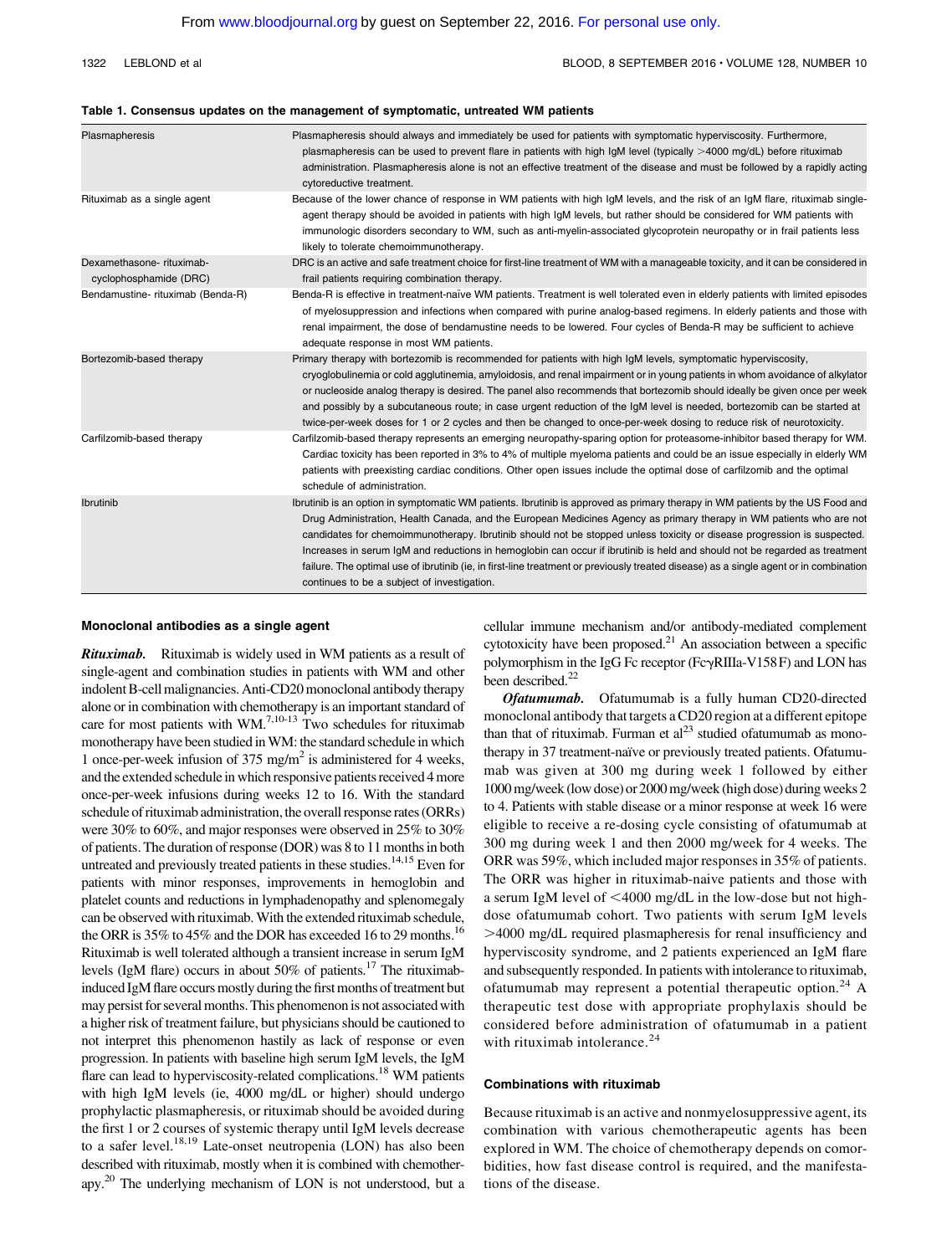**Table 1. Consensus updates on the management of symptomatic, untreated WM patients**

| | |
|---|---|
| Plasmapheresis | Plasmapheresis should always and immediately be used for patients with symptomatic hyperviscosity. Furthermore, plasmapheresis can be used to prevent flare in patients with high IgM level (typically >4000 mg/dL) before rituximab administration. Plasmapheresis alone is not an effective treatment of the disease and must be followed by a rapidly acting cytoreductive treatment. |
| Rituximab as a single agent | Because of the lower chance of response in WM patients with high IgM levels, and the risk of an IgM flare, rituximab single-agent therapy should be avoided in patients with high IgM levels, but rather should be considered for WM patients with immunologic disorders secondary to WM, such as anti-myelin-associated glycoprotein neuropathy or in frail patients less likely to tolerate chemoimmunotherapy. |
| Dexamethasone- rituximab-cyclophosphamide (DRC) | DRC is an active and safe treatment choice for first-line treatment of WM with a manageable toxicity, and it can be considered in frail patients requiring combination therapy. |
| Bendamustine- rituximab (Benda-R) | Benda-R is effective in treatment-naïve WM patients. Treatment is well tolerated even in elderly patients with limited episodes of myelosuppression and infections when compared with purine analog-based regimens. In elderly patients and those with renal impairment, the dose of bendamustine needs to be lowered. Four cycles of Benda-R may be sufficient to achieve adequate response in most WM patients. |
| Bortezomib-based therapy | Primary therapy with bortezomib is recommended for patients with high IgM levels, symptomatic hyperviscosity, cryoglobulinemia or cold agglutinemia, amyloidosis, and renal impairment or in young patients in whom avoidance of alkylator or nucleoside analog therapy is desired. The panel also recommends that bortezomib should ideally be given once per week and possibly by a subcutaneous route; in case urgent reduction of the IgM level is needed, bortezomib can be started at twice-per-week doses for 1 or 2 cycles and then be changed to once-per-week dosing to reduce risk of neurotoxicity. |
| Carfilzomib-based therapy | Carfilzomib-based therapy represents an emerging neuropathy-sparing option for proteasome-inhibitor based therapy for WM. Cardiac toxicity has been reported in 3% to 4% of multiple myeloma patients and could be an issue especially in elderly WM patients with preexisting cardiac conditions. Other open issues include the optimal dose of carfilzomib and the optimal schedule of administration. |
| Ibrutinib | Ibrutinib is an option in symptomatic WM patients. Ibrutinib is approved as primary therapy in WM patients by the US Food and Drug Administration, Health Canada, and the European Medicines Agency as primary therapy in WM patients who are not candidates for chemoimmunotherapy. Ibrutinib should not be stopped unless toxicity or disease progression is suspected. Increases in serum IgM and reductions in hemoglobin can occur if ibrutinib is held and should not be regarded as treatment failure. The optimal use of ibrutinib (ie, in first-line treatment or previously treated disease) as a single agent or in combination continues to be a subject of investigation. |

### Monoclonal antibodies as a single agent

***Rituximab.*** Rituximab is widely used in WM patients as a result of single-agent and combination studies in patients with WM and other indolent B-cell malignancies. Anti-CD20 monoclonal antibody therapy alone or in combination with chemotherapy is an important standard of care for most patients with WM.[7,10-13] Two schedules for rituximab monotherapy have been studied in WM: the standard schedule in which 1 once-per-week infusion of 375 mg/m$^2$ is administered for 4 weeks, and the extended schedule in which responsive patients received 4 more once-per-week infusions during weeks 12 to 16. With the standard schedule of rituximab administration, the overall response rates (ORRs) were 30% to 60%, and major responses were observed in 25% to 30% of patients. The duration of response (DOR) was 8 to 11 months in both untreated and previously treated patients in these studies.[14,15] Even for patients with minor responses, improvements in hemoglobin and platelet counts and reductions in lymphadenopathy and splenomegaly can be observed with rituximab. With the extended rituximab schedule, the ORR is 35% to 45% and the DOR has exceeded 16 to 29 months.[16] Rituximab is well tolerated although a transient increase in serum IgM levels (IgM flare) occurs in about 50% of patients.[17] The rituximab-induced IgM flare occurs mostly during the first months of treatment but may persist for several months. This phenomenon is not associated with a higher risk of treatment failure, but physicians should be cautioned to not interpret this phenomenon hastily as lack of response or even progression. In patients with baseline high serum IgM levels, the IgM flare can lead to hyperviscosity-related complications.[18] WM patients with high IgM levels (ie, 4000 mg/dL or higher) should undergo prophylactic plasmapheresis, or rituximab should be avoided during the first 1 or 2 courses of systemic therapy until IgM levels decrease to a safer level.[18,19] Late-onset neutropenia (LON) has also been described with rituximab, mostly when it is combined with chemotherapy.[20] The underlying mechanism of LON is not understood, but a cellular immune mechanism and/or antibody-mediated complement cytotoxicity have been proposed.[21] An association between a specific polymorphism in the IgG Fc receptor (FcγRIIIa-V158F) and LON has been described.[22]

***Ofatumumab.*** Ofatumumab is a fully human CD20-directed monoclonal antibody that targets a CD20 region at a different epitope than that of rituximab. Furman et al[23] studied ofatumumab as monotherapy in 37 treatment-naïve or previously treated patients. Ofatumumab was given at 300 mg during week 1 followed by either 1000 mg/week (low dose) or 2000 mg/week (high dose) during weeks 2 to 4. Patients with stable disease or a minor response at week 16 were eligible to receive a re-dosing cycle consisting of ofatumumab at 300 mg during week 1 and then 2000 mg/week for 4 weeks. The ORR was 59%, which included major responses in 35% of patients. The ORR was higher in rituximab-naive patients and those with a serum IgM level of <4000 mg/dL in the low-dose but not high-dose ofatumumab cohort. Two patients with serum IgM levels >4000 mg/dL required plasmapheresis for renal insufficiency and hyperviscosity syndrome, and 2 patients experienced an IgM flare and subsequently responded. In patients with intolerance to rituximab, ofatumumab may represent a potential therapeutic option.[24] A therapeutic test dose with appropriate prophylaxis should be considered before administration of ofatumumab in a patient with rituximab intolerance.[24]

### Combinations with rituximab

Because rituximab is an active and nonmyelosuppressive agent, its combination with various chemotherapeutic agents has been explored in WM. The choice of chemotherapy depends on comorbidities, how fast disease control is required, and the manifestations of the disease.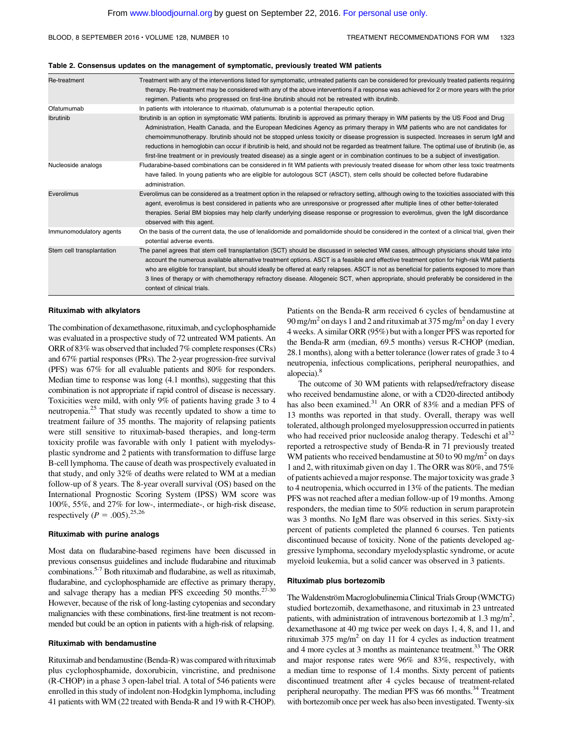**Table 2. Consensus updates on the management of symptomatic, previously treated WM patients**

| | |
|---|---|
| Re-treatment | Treatment with any of the interventions listed for symptomatic, untreated patients can be considered for previously treated patients requiring therapy. Re-treatment may be considered with any of the above interventions if a response was achieved for 2 or more years with the prior regimen. Patients who progressed on first-line ibrutinib should not be retreated with ibrutinib. |
| Ofatumumab | In patients with intolerance to rituximab, ofatumumab is a potential therapeutic option. |
| Ibrutinib | Ibrutinib is an option in symptomatic WM patients. Ibrutinib is approved as primary therapy in WM patients by the US Food and Drug Administration, Health Canada, and the European Medicines Agency as primary therapy in WM patients who are not candidates for chemoimmunotherapy. Ibrutinib should not be stopped unless toxicity or disease progression is suspected. Increases in serum IgM and reductions in hemoglobin can occur if ibrutinib is held, and should not be regarded as treatment failure. The optimal use of ibrutinib (ie, as first-line treatment or in previously treated disease) as a single agent or in combination continues to be a subject of investigation. |
| Nucleoside analogs | Fludarabine-based combinations can be considered in fit WM patients with previously treated disease for whom other less toxic treatments have failed. In young patients who are eligible for autologous SCT (ASCT), stem cells should be collected before fludarabine administration. |
| Everolimus | Everolimus can be considered as a treatment option in the relapsed or refractory setting, although owing to the toxicities associated with this agent, everolimus is best considered in patients who are unresponsive or progressed after multiple lines of other better-tolerated therapies. Serial BM biopsies may help clarify underlying disease response or progression to everolimus, given the IgM discordance observed with this agent. |
| Immunomodulatory agents | On the basis of the current data, the use of lenalidomide and pomalidomide should be considered in the context of a clinical trial, given their potential adverse events. |
| Stem cell transplantation | The panel agrees that stem cell transplantation (SCT) should be discussed in selected WM cases, although physicians should take into account the numerous available alternative treatment options. ASCT is a feasible and effective treatment option for high-risk WM patients who are eligible for transplant, but should ideally be offered at early relapses. ASCT is not as beneficial for patients exposed to more than 3 lines of therapy or with chemotherapy refractory disease. Allogeneic SCT, when appropriate, should preferably be considered in the context of clinical trials. |

### Rituximab with alkylators

The combination of dexamethasone, rituximab, and cyclophosphamide was evaluated in a prospective study of 72 untreated WM patients. An ORR of 83% was observed that included 7% complete responses (CRs) and 67% partial responses (PRs). The 2-year progression-free survival (PFS) was 67% for all evaluable patients and 80% for responders. Median time to response was long (4.1 months), suggesting that this combination is not appropriate if rapid control of disease is necessary. Toxicities were mild, with only 9% of patients having grade 3 to 4 neutropenia.[25] That study was recently updated to show a time to treatment failure of 35 months. The majority of relapsing patients were still sensitive to rituximab-based therapies, and long-term toxicity profile was favorable with only 1 patient with myelodysplastic syndrome and 2 patients with transformation to diffuse large B-cell lymphoma. The cause of death was prospectively evaluated in that study, and only 32% of deaths were related to WM at a median follow-up of 8 years. The 8-year overall survival (OS) based on the International Prognostic Scoring System (IPSS) WM score was 100%, 55%, and 27% for low-, intermediate-, or high-risk disease, respectively ($P = .005$).[25,26]

### Rituximab with purine analogs

Most data on fludarabine-based regimens have been discussed in previous consensus guidelines and include fludarabine and rituximab combinations.[5-7] Both rituximab and fludarabine, as well as rituximab, fludarabine, and cyclophosphamide are effective as primary therapy, and salvage therapy has a median PFS exceeding 50 months.[27-30] However, because of the risk of long-lasting cytopenias and secondary malignancies with these combinations, first-line treatment is not recommended but could be an option in patients with a high-risk of relapsing.

### Rituximab with bendamustine

Rituximab and bendamustine (Benda-R) was compared with rituximab plus cyclophosphamide, doxorubicin, vincristine, and prednisone (R-CHOP) in a phase 3 open-label trial. A total of 546 patients were enrolled in this study of indolent non-Hodgkin lymphoma, including 41 patients with WM (22 treated with Benda-R and 19 with R-CHOP). Patients on the Benda-R arm received 6 cycles of bendamustine at 90 mg/m$^2$ on days 1 and 2 and rituximab at 375 mg/m$^2$ on day 1 every 4 weeks. A similar ORR (95%) but with a longer PFS was reported for the Benda-R arm (median, 69.5 months) versus R-CHOP (median, 28.1 months), along with a better tolerance (lower rates of grade 3 to 4 neutropenia, infectious complications, peripheral neuropathies, and alopecia).[8]

The outcome of 30 WM patients with relapsed/refractory disease who received bendamustine alone, or with a CD20-directed antibody has also been examined.[31] An ORR of 83% and a median PFS of 13 months was reported in that study. Overall, therapy was well tolerated, although prolonged myelosuppression occurred in patients who had received prior nucleoside analog therapy. Tedeschi et al[32] reported a retrospective study of Benda-R in 71 previously treated WM patients who received bendamustine at 50 to 90 mg/m$^2$ on days 1 and 2, with rituximab given on day 1. The ORR was 80%, and 75% of patients achieved a major response. The major toxicity was grade 3 to 4 neutropenia, which occurred in 13% of the patients. The median PFS was not reached after a median follow-up of 19 months. Among responders, the median time to 50% reduction in serum paraprotein was 3 months. No IgM flare was observed in this series. Sixty-six percent of patients completed the planned 6 courses. Ten patients discontinued because of toxicity. None of the patients developed aggressive lymphoma, secondary myelodysplastic syndrome, or acute myeloid leukemia, but a solid cancer was observed in 3 patients.

### Rituximab plus bortezomib

The Waldenström Macroglobulinemia Clinical Trials Group (WMCTG) studied bortezomib, dexamethasone, and rituximab in 23 untreated patients, with administration of intravenous bortezomib at 1.3 mg/m$^2$, dexamethasone at 40 mg twice per week on days 1, 4, 8, and 11, and rituximab 375 mg/m$^2$ on day 11 for 4 cycles as induction treatment and 4 more cycles at 3 months as maintenance treatment.[33] The ORR and major response rates were 96% and 83%, respectively, with a median time to response of 1.4 months. Sixty percent of patients discontinued treatment after 4 cycles because of treatment-related peripheral neuropathy. The median PFS was 66 months.[34] Treatment with bortezomib once per week has also been investigated. Twenty-six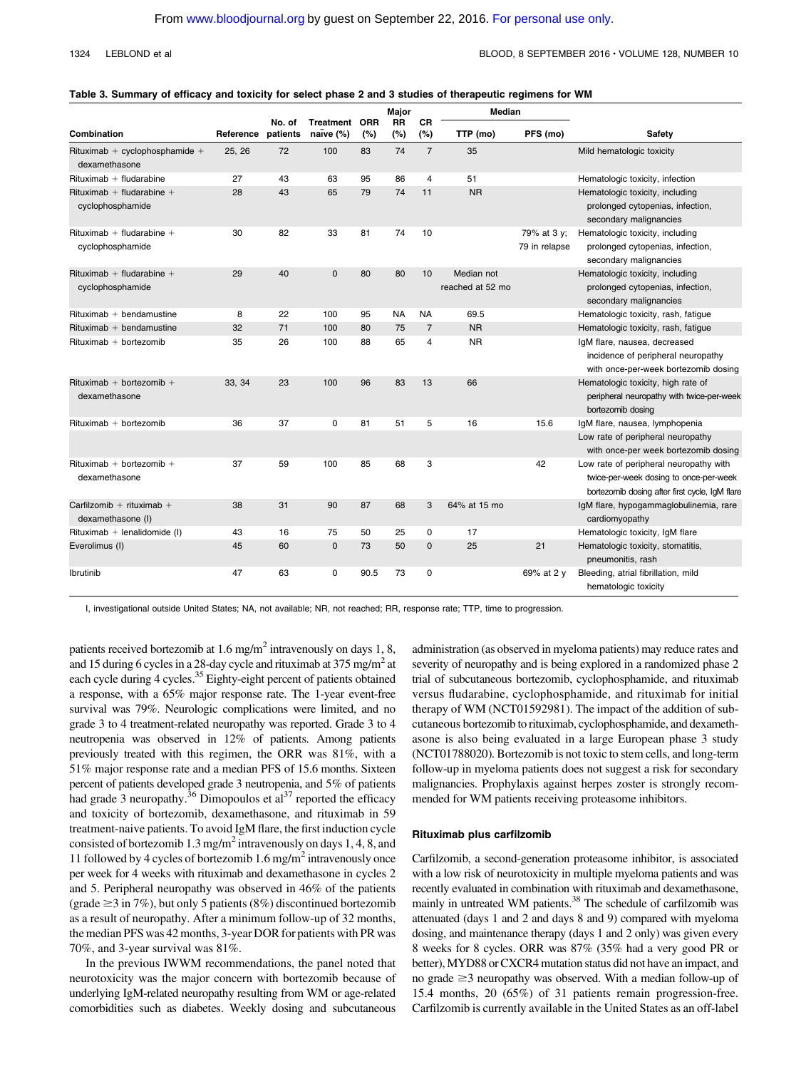**Table 3. Summary of efficacy and toxicity for select phase 2 and 3 studies of therapeutic regimens for WM**

| Combination | Reference | No. of patients | Treatment naïve (%) | ORR (%) | Major RR (%) | CR (%) | Median TTP (mo) | Median PFS (mo) | Safety |
|---|---|---|---|---|---|---|---|---|---|
| Rituximab + cyclophosphamide + dexamethasone | 25, 26 | 72 | 100 | 83 | 74 | 7 | 35 | | Mild hematologic toxicity |
| Rituximab + fludarabine | 27 | 43 | 63 | 95 | 86 | 4 | 51 | | Hematologic toxicity, infection |
| Rituximab + fludarabine + cyclophosphamide | 28 | 43 | 65 | 79 | 74 | 11 | NR | | Hematologic toxicity, including prolonged cytopenias, infection, secondary malignancies |
| Rituximab + fludarabine + cyclophosphamide | 30 | 82 | 33 | 81 | 74 | 10 | | 79% at 3 y; 79 in relapse | Hematologic toxicity, including prolonged cytopenias, infection, secondary malignancies |
| Rituximab + fludarabine + cyclophosphamide | 29 | 40 | 0 | 80 | 80 | 10 | Median not reached at 52 mo | | Hematologic toxicity, including prolonged cytopenias, infection, secondary malignancies |
| Rituximab + bendamustine | 8 | 22 | 100 | 95 | NA | NA | 69.5 | | Hematologic toxicity, rash, fatigue |
| Rituximab + bendamustine | 32 | 71 | 100 | 80 | 75 | 7 | NR | | Hematologic toxicity, rash, fatigue |
| Rituximab + bortezomib | 35 | 26 | 100 | 88 | 65 | 4 | NR | | IgM flare, nausea, decreased incidence of peripheral neuropathy with once-per-week bortezomib dosing |
| Rituximab + bortezomib + dexamethasone | 33, 34 | 23 | 100 | 96 | 83 | 13 | 66 | | Hematologic toxicity, high rate of peripheral neuropathy with twice-per-week bortezomib dosing |
| Rituximab + bortezomib | 36 | 37 | 0 | 81 | 51 | 5 | 16 | 15.6 | IgM flare, nausea, lymphopenia Low rate of peripheral neuropathy with once-per week bortezomib dosing |
| Rituximab + bortezomib + dexamethasone | 37 | 59 | 100 | 85 | 68 | 3 | | 42 | Low rate of peripheral neuropathy with twice-per-week dosing to once-per-week bortezomib dosing after first cycle, IgM flare |
| Carfilzomib + rituximab + dexamethasone (I) | 38 | 31 | 90 | 87 | 68 | 3 | 64% at 15 mo | | IgM flare, hypogammaglobulinemia, rare cardiomyopathy |
| Rituximab + lenalidomide (I) | 43 | 16 | 75 | 50 | 25 | 0 | 17 | | Hematologic toxicity, IgM flare |
| Everolimus (I) | 45 | 60 | 0 | 73 | 50 | 0 | 25 | 21 | Hematologic toxicity, stomatitis, pneumonitis, rash |
| Ibrutinib | 47 | 63 | 0 | 90.5 | 73 | 0 | | 69% at 2 y | Bleeding, atrial fibrillation, mild hematologic toxicity |

I, investigational outside United States; NA, not available; NR, not reached; RR, response rate; TTP, time to progression.

patients received bortezomib at 1.6 mg/m$^2$ intravenously on days 1, 8, and 15 during 6 cycles in a 28-day cycle and rituximab at 375 mg/m$^2$ at each cycle during 4 cycles.[35] Eighty-eight percent of patients obtained a response, with a 65% major response rate. The 1-year event-free survival was 79%. Neurologic complications were limited, and no grade 3 to 4 treatment-related neuropathy was reported. Grade 3 to 4 neutropenia was observed in 12% of patients. Among patients previously treated with this regimen, the ORR was 81%, with a 51% major response rate and a median PFS of 15.6 months. Sixteen percent of patients developed grade 3 neutropenia, and 5% of patients had grade 3 neuropathy.[36] Dimopoulos et al[37] reported the efficacy and toxicity of bortezomib, dexamethasone, and rituximab in 59 treatment-naive patients. To avoid IgM flare, the first induction cycle consisted of bortezomib 1.3 mg/m$^2$ intravenously on days 1, 4, 8, and 11 followed by 4 cycles of bortezomib 1.6 mg/m$^2$ intravenously once per week for 4 weeks with rituximab and dexamethasone in cycles 2 and 5. Peripheral neuropathy was observed in 46% of the patients (grade ≥3 in 7%), but only 5 patients (8%) discontinued bortezomib as a result of neuropathy. After a minimum follow-up of 32 months, the median PFS was 42 months, 3-year DOR for patients with PR was 70%, and 3-year survival was 81%.

In the previous IWWM recommendations, the panel noted that neurotoxicity was the major concern with bortezomib because of underlying IgM-related neuropathy resulting from WM or age-related comorbidities such as diabetes. Weekly dosing and subcutaneous administration (as observed in myeloma patients) may reduce rates and severity of neuropathy and is being explored in a randomized phase 2 trial of subcutaneous bortezomib, cyclophosphamide, and rituximab versus fludarabine, cyclophosphamide, and rituximab for initial therapy of WM (NCT01592981). The impact of the addition of subcutaneous bortezomib to rituximab, cyclophosphamide, and dexamethasone is also being evaluated in a large European phase 3 study (NCT01788020). Bortezomib is not toxic to stem cells, and long-term follow-up in myeloma patients does not suggest a risk for secondary malignancies. Prophylaxis against herpes zoster is strongly recommended for WM patients receiving proteasome inhibitors.

#### Rituximab plus carfilzomib

Carfilzomib, a second-generation proteasome inhibitor, is associated with a low risk of neurotoxicity in multiple myeloma patients and was recently evaluated in combination with rituximab and dexamethasone, mainly in untreated WM patients.[38] The schedule of carfilzomib was attenuated (days 1 and 2 and days 8 and 9) compared with myeloma dosing, and maintenance therapy (days 1 and 2 only) was given every 8 weeks for 8 cycles. ORR was 87% (35% had a very good PR or better), MYD88 or CXCR4 mutation status did not have an impact, and no grade ≥3 neuropathy was observed. With a median follow-up of 15.4 months, 20 (65%) of 31 patients remain progression-free. Carfilzomib is currently available in the United States as an off-label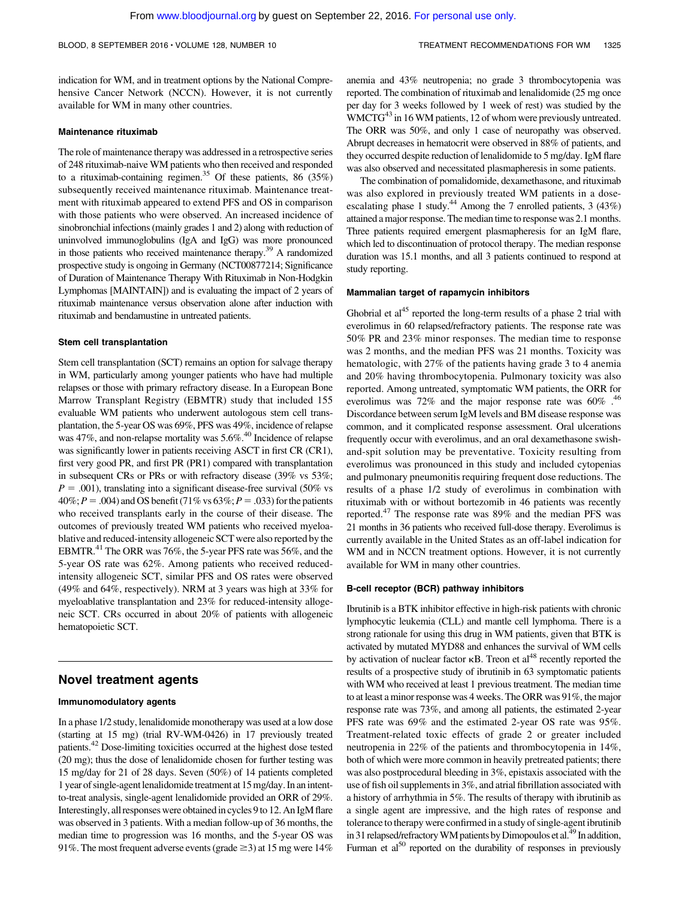indication for WM, and in treatment options by the National Comprehensive Cancer Network (NCCN). However, it is not currently available for WM in many other countries.

### Maintenance rituximab

The role of maintenance therapy was addressed in a retrospective series of 248 rituximab-naive WM patients who then received and responded to a rituximab-containing regimen.[35] Of these patients, 86 (35%) subsequently received maintenance rituximab. Maintenance treatment with rituximab appeared to extend PFS and OS in comparison with those patients who were observed. An increased incidence of sinobronchial infections (mainly grades 1 and 2) along with reduction of uninvolved immunoglobulins (IgA and IgG) was more pronounced in those patients who received maintenance therapy.[39] A randomized prospective study is ongoing in Germany (NCT00877214; Significance of Duration of Maintenance Therapy With Rituximab in Non-Hodgkin Lymphomas [MAINTAIN]) and is evaluating the impact of 2 years of rituximab maintenance versus observation alone after induction with rituximab and bendamustine in untreated patients.

### Stem cell transplantation

Stem cell transplantation (SCT) remains an option for salvage therapy in WM, particularly among younger patients who have had multiple relapses or those with primary refractory disease. In a European Bone Marrow Transplant Registry (EBMTR) study that included 155 evaluable WM patients who underwent autologous stem cell transplantation, the 5-year OS was 69%, PFS was 49%, incidence of relapse was 47%, and non-relapse mortality was 5.6%.[40] Incidence of relapse was significantly lower in patients receiving ASCT in first CR (CR1), first very good PR, and first PR (PR1) compared with transplantation in subsequent CRs or PRs or with refractory disease (39% vs 53%; $P = .001$), translating into a significant disease-free survival (50% vs 40%; $P = .004$) and OS benefit (71% vs 63%; $P = .033$) for the patients who received transplants early in the course of their disease. The outcomes of previously treated WM patients who received myeloablative and reduced-intensity allogeneic SCT were also reported by the EBMTR.[41] The ORR was 76%, the 5-year PFS rate was 56%, and the 5-year OS rate was 62%. Among patients who received reduced-intensity allogeneic SCT, similar PFS and OS rates were observed (49% and 64%, respectively). NRM at 3 years was high at 33% for myeloablative transplantation and 23% for reduced-intensity allogeneic SCT. CRs occurred in about 20% of patients with allogeneic hematopoietic SCT.

## Novel treatment agents

### Immunomodulatory agents

In a phase 1/2 study, lenalidomide monotherapy was used at a low dose (starting at 15 mg) (trial RV-WM-0426) in 17 previously treated patients.[42] Dose-limiting toxicities occurred at the highest dose tested (20 mg); thus the dose of lenalidomide chosen for further testing was 15 mg/day for 21 of 28 days. Seven (50%) of 14 patients completed 1 year of single-agent lenalidomide treatment at 15 mg/day. In an intent-to-treat analysis, single-agent lenalidomide provided an ORR of 29%. Interestingly, all responses were obtained in cycles 9 to 12. An IgM flare was observed in 3 patients. With a median follow-up of 36 months, the median time to progression was 16 months, and the 5-year OS was 91%. The most frequent adverse events (grade ≥3) at 15 mg were 14% anemia and 43% neutropenia; no grade 3 thrombocytopenia was reported. The combination of rituximab and lenalidomide (25 mg once per day for 3 weeks followed by 1 week of rest) was studied by the WMCTG[43] in 16 WM patients, 12 of whom were previously untreated. The ORR was 50%, and only 1 case of neuropathy was observed. Abrupt decreases in hematocrit were observed in 88% of patients, and they occurred despite reduction of lenalidomide to 5 mg/day. IgM flare was also observed and necessitated plasmapheresis in some patients.

The combination of pomalidomide, dexamethasone, and rituximab was also explored in previously treated WM patients in a dose-escalating phase 1 study.[44] Among the 7 enrolled patients, 3 (43%) attained a major response. The median time to response was 2.1 months. Three patients required emergent plasmapheresis for an IgM flare, which led to discontinuation of protocol therapy. The median response duration was 15.1 months, and all 3 patients continued to respond at study reporting.

### Mammalian target of rapamycin inhibitors

Ghobrial et al[45] reported the long-term results of a phase 2 trial with everolimus in 60 relapsed/refractory patients. The response rate was 50% PR and 23% minor responses. The median time to response was 2 months, and the median PFS was 21 months. Toxicity was hematologic, with 27% of the patients having grade 3 to 4 anemia and 20% having thrombocytopenia. Pulmonary toxicity was also reported. Among untreated, symptomatic WM patients, the ORR for everolimus was 72% and the major response rate was 60%.[46] Discordance between serum IgM levels and BM disease response was common, and it complicated response assessment. Oral ulcerations frequently occur with everolimus, and an oral dexamethasone swish-and-spit solution may be preventative. Toxicity resulting from everolimus was pronounced in this study and included cytopenias and pulmonary pneumonitis requiring frequent dose reductions. The results of a phase 1/2 study of everolimus in combination with rituximab with or without bortezomib in 46 patients was recently reported.[47] The response rate was 89% and the median PFS was 21 months in 36 patients who received full-dose therapy. Everolimus is currently available in the United States as an off-label indication for WM and in NCCN treatment options. However, it is not currently available for WM in many other countries.

### B-cell receptor (BCR) pathway inhibitors

Ibrutinib is a BTK inhibitor effective in high-risk patients with chronic lymphocytic leukemia (CLL) and mantle cell lymphoma. There is a strong rationale for using this drug in WM patients, given that BTK is activated by mutated MYD88 and enhances the survival of WM cells by activation of nuclear factor κB. Treon et al[48] recently reported the results of a prospective study of ibrutinib in 63 symptomatic patients with WM who received at least 1 previous treatment. The median time to at least a minor response was 4 weeks. The ORR was 91%, the major response rate was 73%, and among all patients, the estimated 2-year PFS rate was 69% and the estimated 2-year OS rate was 95%. Treatment-related toxic effects of grade 2 or greater included neutropenia in 22% of the patients and thrombocytopenia in 14%, both of which were more common in heavily pretreated patients; there was also postprocedural bleeding in 3%, epistaxis associated with the use of fish oil supplements in 3%, and atrial fibrillation associated with a history of arrhythmia in 5%. The results of therapy with ibrutinib as a single agent are impressive, and the high rates of response and tolerance to therapy were confirmed in a study of single-agent ibrutinib in 31 relapsed/refractory WM patients by Dimopoulos et al.[49] In addition, Furman et al[50] reported on the durability of responses in previously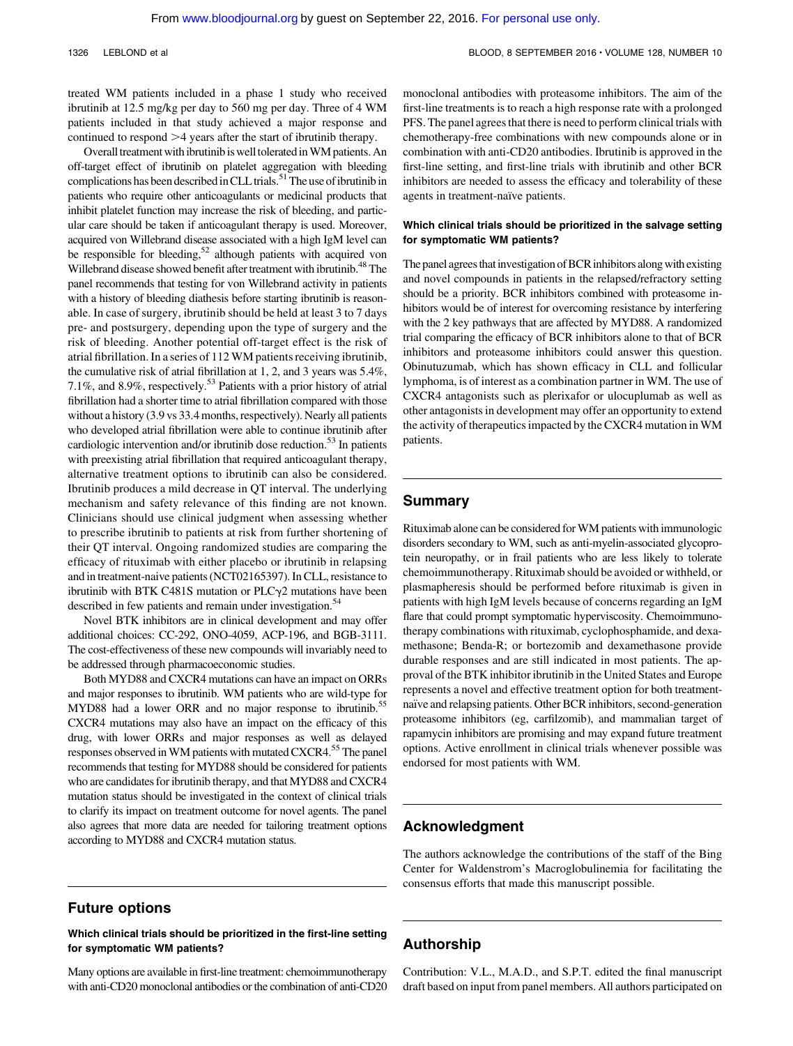treated WM patients included in a phase 1 study who received ibrutinib at 12.5 mg/kg per day to 560 mg per day. Three of 4 WM patients included in that study achieved a major response and continued to respond >4 years after the start of ibrutinib therapy.

Overall treatment with ibrutinib is well tolerated in WM patients. An off-target effect of ibrutinib on platelet aggregation with bleeding complications has been described in CLL trials.[51] The use of ibrutinib in patients who require other anticoagulants or medicinal products that inhibit platelet function may increase the risk of bleeding, and particular care should be taken if anticoagulant therapy is used. Moreover, acquired von Willebrand disease associated with a high IgM level can be responsible for bleeding,[52] although patients with acquired von Willebrand disease showed benefit after treatment with ibrutinib.[48] The panel recommends that testing for von Willebrand activity in patients with a history of bleeding diathesis before starting ibrutinib is reasonable. In case of surgery, ibrutinib should be held at least 3 to 7 days pre- and postsurgery, depending upon the type of surgery and the risk of bleeding. Another potential off-target effect is the risk of atrial fibrillation. In a series of 112 WM patients receiving ibrutinib, the cumulative risk of atrial fibrillation at 1, 2, and 3 years was 5.4%, 7.1%, and 8.9%, respectively.[53] Patients with a prior history of atrial fibrillation had a shorter time to atrial fibrillation compared with those without a history (3.9 vs 33.4 months, respectively). Nearly all patients who developed atrial fibrillation were able to continue ibrutinib after cardiologic intervention and/or ibrutinib dose reduction.[53] In patients with preexisting atrial fibrillation that required anticoagulant therapy, alternative treatment options to ibrutinib can also be considered. Ibrutinib produces a mild decrease in QT interval. The underlying mechanism and safety relevance of this finding are not known. Clinicians should use clinical judgment when assessing whether to prescribe ibrutinib to patients at risk from further shortening of their QT interval. Ongoing randomized studies are comparing the efficacy of rituximab with either placebo or ibrutinib in relapsing and in treatment-naive patients (NCT02165397). In CLL, resistance to ibrutinib with BTK C481S mutation or PLC$\gamma$2 mutations have been described in few patients and remain under investigation.[54]

Novel BTK inhibitors are in clinical development and may offer additional choices: CC-292, ONO-4059, ACP-196, and BGB-3111. The cost-effectiveness of these new compounds will invariably need to be addressed through pharmacoeconomic studies.

Both MYD88 and CXCR4 mutations can have an impact on ORRs and major responses to ibrutinib. WM patients who are wild-type for MYD88 had a lower ORR and no major response to ibrutinib.[55] CXCR4 mutations may also have an impact on the efficacy of this drug, with lower ORRs and major responses as well as delayed responses observed in WM patients with mutated CXCR4.[55] The panel recommends that testing for MYD88 should be considered for patients who are candidates for ibrutinib therapy, and that MYD88 and CXCR4 mutation status should be investigated in the context of clinical trials to clarify its impact on treatment outcome for novel agents. The panel also agrees that more data are needed for tailoring treatment options according to MYD88 and CXCR4 mutation status.

## Future options

### Which clinical trials should be prioritized in the first-line setting for symptomatic WM patients?

Many options are available in first-line treatment: chemoimmunotherapy with anti-CD20 monoclonal antibodies or the combination of anti-CD20 monoclonal antibodies with proteasome inhibitors. The aim of the first-line treatments is to reach a high response rate with a prolonged PFS. The panel agrees that there is need to perform clinical trials with chemotherapy-free combinations with new compounds alone or in combination with anti-CD20 antibodies. Ibrutinib is approved in the first-line setting, and first-line trials with ibrutinib and other BCR inhibitors are needed to assess the efficacy and tolerability of these agents in treatment-naïve patients.

### Which clinical trials should be prioritized in the salvage setting for symptomatic WM patients?

The panel agrees that investigation of BCR inhibitors along with existing and novel compounds in patients in the relapsed/refractory setting should be a priority. BCR inhibitors combined with proteasome inhibitors would be of interest for overcoming resistance by interfering with the 2 key pathways that are affected by MYD88. A randomized trial comparing the efficacy of BCR inhibitors alone to that of BCR inhibitors and proteasome inhibitors could answer this question. Obinutuzumab, which has shown efficacy in CLL and follicular lymphoma, is of interest as a combination partner in WM. The use of CXCR4 antagonists such as plerixafor or ulocuplumab as well as other antagonists in development may offer an opportunity to extend the activity of therapeutics impacted by the CXCR4 mutation in WM patients.

## Summary

Rituximab alone can be considered for WM patients with immunologic disorders secondary to WM, such as anti-myelin-associated glycoprotein neuropathy, or in frail patients who are less likely to tolerate chemoimmunotherapy. Rituximab should be avoided or withheld, or plasmapheresis should be performed before rituximab is given in patients with high IgM levels because of concerns regarding an IgM flare that could prompt symptomatic hyperviscosity. Chemoimmunotherapy combinations with rituximab, cyclophosphamide, and dexamethasone; Benda-R; or bortezomib and dexamethasone provide durable responses and are still indicated in most patients. The approval of the BTK inhibitor ibrutinib in the United States and Europe represents a novel and effective treatment option for both treatment-naïve and relapsing patients. Other BCR inhibitors, second-generation proteasome inhibitors (eg, carfilzomib), and mammalian target of rapamycin inhibitors are promising and may expand future treatment options. Active enrollment in clinical trials whenever possible was endorsed for most patients with WM.

## Acknowledgment

The authors acknowledge the contributions of the staff of the Bing Center for Waldenstrom's Macroglobulinemia for facilitating the consensus efforts that made this manuscript possible.

## Authorship

Contribution: V.L., M.A.D., and S.P.T. edited the final manuscript draft based on input from panel members. All authors participated on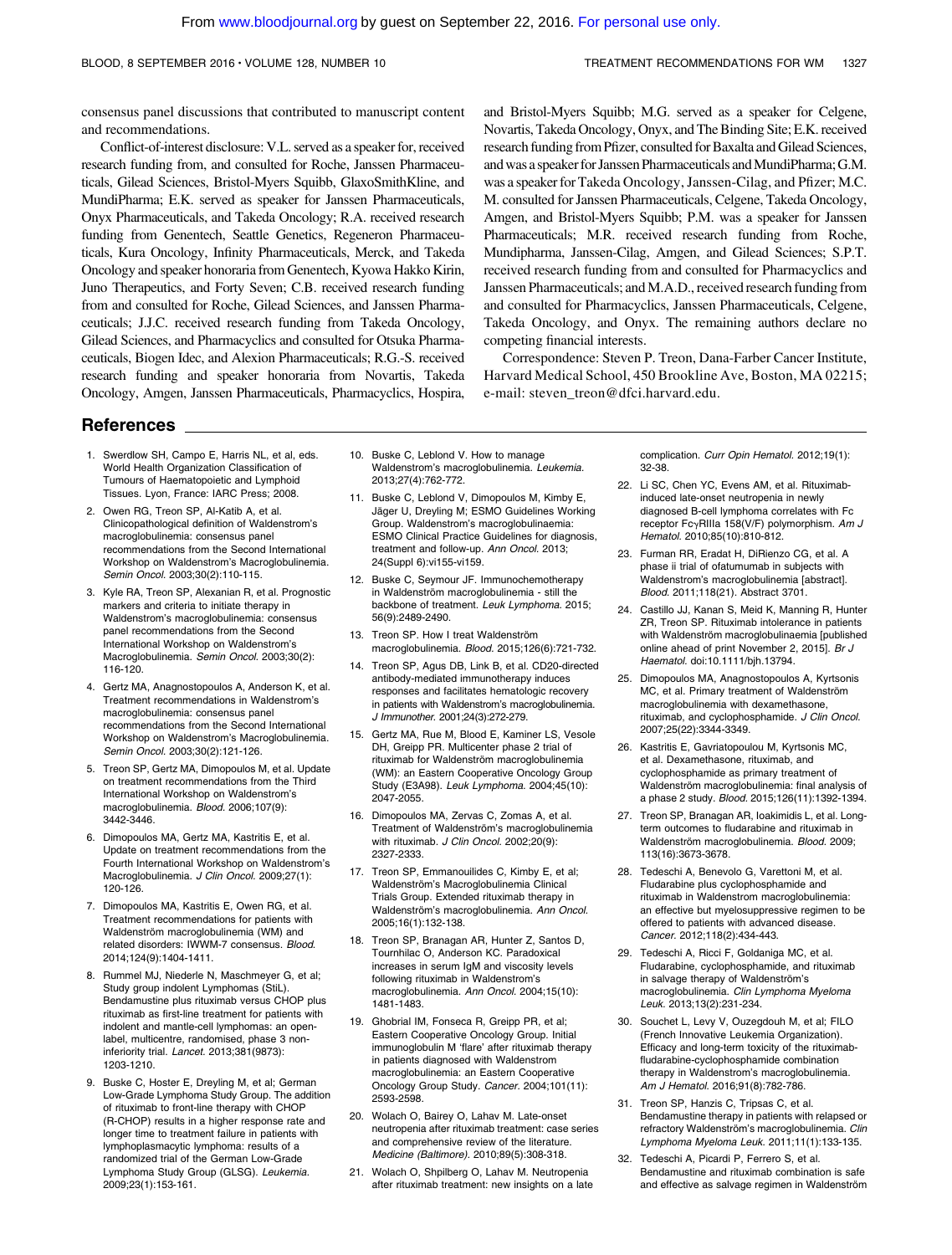consensus panel discussions that contributed to manuscript content and recommendations.

Conflict-of-interest disclosure: V.L. served as a speaker for, received research funding from, and consulted for Roche, Janssen Pharmaceuticals, Gilead Sciences, Bristol-Myers Squibb, GlaxoSmithKline, and MundiPharma; E.K. served as speaker for Janssen Pharmaceuticals, Onyx Pharmaceuticals, and Takeda Oncology; R.A. received research funding from Genentech, Seattle Genetics, Regeneron Pharmaceuticals, Kura Oncology, Infinity Pharmaceuticals, Merck, and Takeda Oncology and speaker honoraria from Genentech, Kyowa Hakko Kirin, Juno Therapeutics, and Forty Seven; C.B. received research funding from and consulted for Roche, Gilead Sciences, and Janssen Pharmaceuticals; J.J.C. received research funding from Takeda Oncology, Gilead Sciences, and Pharmacyclics and consulted for Otsuka Pharmaceuticals, Biogen Idec, and Alexion Pharmaceuticals; R.G.-S. received research funding and speaker honoraria from Novartis, Takeda Oncology, Amgen, Janssen Pharmaceuticals, Pharmacyclics, Hospira, and Bristol-Myers Squibb; M.G. served as a speaker for Celgene, Novartis, Takeda Oncology, Onyx, and The Binding Site; E.K. received research funding from Pfizer, consulted for Baxalta and Gilead Sciences, and was a speaker for Janssen Pharmaceuticals and MundiPharma; G.M. was a speaker for Takeda Oncology, Janssen-Cilag, and Pfizer; M.C. M. consulted for Janssen Pharmaceuticals, Celgene, Takeda Oncology, Amgen, and Bristol-Myers Squibb; P.M. was a speaker for Janssen Pharmaceuticals; M.R. received research funding from Roche, Mundipharma, Janssen-Cilag, Amgen, and Gilead Sciences; S.P.T. received research funding from and consulted for Pharmacyclics and Janssen Pharmaceuticals; and M.A.D., received research funding from and consulted for Pharmacyclics, Janssen Pharmaceuticals, Celgene, Takeda Oncology, and Onyx. The remaining authors declare no competing financial interests.

Correspondence: Steven P. Treon, Dana-Farber Cancer Institute, Harvard Medical School, 450 Brookline Ave, Boston, MA 02215; e-mail: steven_treon@dfci.harvard.edu.

## References

1. Swerdlow SH, Campo E, Harris NL, et al, eds. World Health Organization Classification of Tumours of Haematopoietic and Lymphoid Tissues. Lyon, France: IARC Press; 2008.
2. Owen RG, Treon SP, Al-Katib A, et al. Clinicopathological definition of Waldenstrom's macroglobulinemia: consensus panel recommendations from the Second International Workshop on Waldenstrom's Macroglobulinemia. *Semin Oncol.* 2003;30(2):110-115.
3. Kyle RA, Treon SP, Alexanian R, et al. Prognostic markers and criteria to initiate therapy in Waldenstrom's macroglobulinemia: consensus panel recommendations from the Second International Workshop on Waldenstrom's Macroglobulinemia. *Semin Oncol.* 2003;30(2):116-120.
4. Gertz MA, Anagnostopoulos A, Anderson K, et al. Treatment recommendations in Waldenstrom's macroglobulinemia: consensus panel recommendations from the Second International Workshop on Waldenstrom's Macroglobulinemia. *Semin Oncol.* 2003;30(2):121-126.
5. Treon SP, Gertz MA, Dimopoulos M, et al. Update on treatment recommendations from the Third International Workshop on Waldenstrom's macroglobulinemia. *Blood.* 2006;107(9):3442-3446.
6. Dimopoulos MA, Gertz MA, Kastritis E, et al. Update on treatment recommendations from the Fourth International Workshop on Waldenstrom's Macroglobulinemia. *J Clin Oncol.* 2009;27(1):120-126.
7. Dimopoulos MA, Kastritis E, Owen RG, et al. Treatment recommendations for patients with Waldenström macroglobulinemia (WM) and related disorders: IWWM-7 consensus. *Blood.* 2014;124(9):1404-1411.
8. Rummel MJ, Niederle N, Maschmeyer G, et al; Study group indolent Lymphomas (StiL). Bendamustine plus rituximab versus CHOP plus rituximab as first-line treatment for patients with indolent and mantle-cell lymphomas: an open-label, multicentre, randomised, phase 3 non-inferiority trial. *Lancet.* 2013;381(9873):1203-1210.
9. Buske C, Hoster E, Dreyling M, et al; German Low-Grade Lymphoma Study Group. The addition of rituximab to front-line therapy with CHOP (R-CHOP) results in a higher response rate and longer time to treatment failure in patients with lymphoplasmacytic lymphoma: results of a randomized trial of the German Low-Grade Lymphoma Study Group (GLSG). *Leukemia.* 2009;23(1):153-161.
10. Buske C, Leblond V. How to manage Waldenstrom's macroglobulinemia. *Leukemia.* 2013;27(4):762-772.
11. Buske C, Leblond V, Dimopoulos M, Kimby E, Jäger U, Dreyling M; ESMO Guidelines Working Group. Waldenstrom's macroglobulinaemia: ESMO Clinical Practice Guidelines for diagnosis, treatment and follow-up. *Ann Oncol.* 2013;24(Suppl 6):vi155-vi159.
12. Buske C, Seymour JF. Immunochemotherapy in Waldenström macroglobulinemia - still the backbone of treatment. *Leuk Lymphoma.* 2015;56(9):2489-2490.
13. Treon SP. How I treat Waldenström macroglobulinemia. *Blood.* 2015;126(6):721-732.
14. Treon SP, Agus DB, Link B, et al. CD20-directed antibody-mediated immunotherapy induces responses and facilitates hematologic recovery in patients with Waldenstrom's macroglobulinemia. *J Immunother.* 2001;24(3):272-279.
15. Gertz MA, Rue M, Blood E, Kaminer LS, Vesole DH, Greipp PR. Multicenter phase 2 trial of rituximab for Waldenström macroglobulinemia (WM): an Eastern Cooperative Oncology Group Study (E3A98). *Leuk Lymphoma.* 2004;45(10):2047-2055.
16. Dimopoulos MA, Zervas C, Zomas A, et al. Treatment of Waldenström's macroglobulinemia with rituximab. *J Clin Oncol.* 2002;20(9):2327-2333.
17. Treon SP, Emmanouilides C, Kimby E, et al; Waldenström's Macroglobulinemia Clinical Trials Group. Extended rituximab therapy in Waldenström's macroglobulinemia. *Ann Oncol.* 2005;16(1):132-138.
18. Treon SP, Branagan AR, Hunter Z, Santos D, Tournhilac O, Anderson KC. Paradoxical increases in serum IgM and viscosity levels following rituximab in Waldenstrom's macroglobulinemia. *Ann Oncol.* 2004;15(10):1481-1483.
19. Ghobrial IM, Fonseca R, Greipp PR, et al; Eastern Cooperative Oncology Group. Initial immunoglobulin M 'flare' after rituximab therapy in patients diagnosed with Waldenstrom macroglobulinemia: an Eastern Cooperative Oncology Group Study. *Cancer.* 2004;101(11):2593-2598.
20. Wolach O, Bairey O, Lahav M. Late-onset neutropenia after rituximab treatment: case series and comprehensive review of the literature. *Medicine (Baltimore).* 2010;89(5):308-318.
21. Wolach O, Shpilberg O, Lahav M. Neutropenia after rituximab treatment: new insights on a late complication. *Curr Opin Hematol.* 2012;19(1):32-38.
22. Li SC, Chen YC, Evens AM, et al. Rituximab-induced late-onset neutropenia in newly diagnosed B-cell lymphoma correlates with Fc receptor FcγRIIIa 158(V/F) polymorphism. *Am J Hematol.* 2010;85(10):810-812.
23. Furman RR, Eradat H, DiRienzo CG, et al. A phase ii trial of ofatumumab in subjects with Waldenstrom's macroglobulinemia [abstract]. *Blood.* 2011;118(21). Abstract 3701.
24. Castillo JJ, Kanan S, Meid K, Manning R, Hunter ZR, Treon SP. Rituximab intolerance in patients with Waldenström macroglobulinaemia [published online ahead of print November 2, 2015]. *Br J Haematol.* doi:10.1111/bjh.13794.
25. Dimopoulos MA, Anagnostopoulos A, Kyrtsonis MC, et al. Primary treatment of Waldenström macroglobulinemia with dexamethasone, rituximab, and cyclophosphamide. *J Clin Oncol.* 2007;25(22):3344-3349.
26. Kastritis E, Gavriatopoulou M, Kyrtsonis MC, et al. Dexamethasone, rituximab, and cyclophosphamide as primary treatment of Waldenström macroglobulinemia: final analysis of a phase 2 study. *Blood.* 2015;126(11):1392-1394.
27. Treon SP, Branagan AR, Ioakimidis L, et al. Long-term outcomes to fludarabine and rituximab in Waldenström macroglobulinemia. *Blood.* 2009;113(16):3673-3678.
28. Tedeschi A, Benevolo G, Varettoni M, et al. Fludarabine plus cyclophosphamide and rituximab in Waldenstrom macroglobulinemia: an effective but myelosuppressive regimen to be offered to patients with advanced disease. *Cancer.* 2012;118(2):434-443.
29. Tedeschi A, Ricci F, Goldaniga MC, et al. Fludarabine, cyclophosphamide, and rituximab in salvage therapy of Waldenström's macroglobulinemia. *Clin Lymphoma Myeloma Leuk.* 2013;13(2):231-234.
30. Souchet L, Levy V, Ouzegdouh M, et al; FILO (French Innovative Leukemia Organization). Efficacy and long-term toxicity of the rituximab-fludarabine-cyclophosphamide combination therapy in Waldenstrom's macroglobulinemia. *Am J Hematol.* 2016;91(8):782-786.
31. Treon SP, Hanzis C, Tripsas C, et al. Bendamustine therapy in patients with relapsed or refractory Waldenström's macroglobulinemia. *Clin Lymphoma Myeloma Leuk.* 2011;11(1):133-135.
32. Tedeschi A, Picardi P, Ferrero S, et al. Bendamustine and rituximab combination is safe and effective as salvage regimen in Waldenström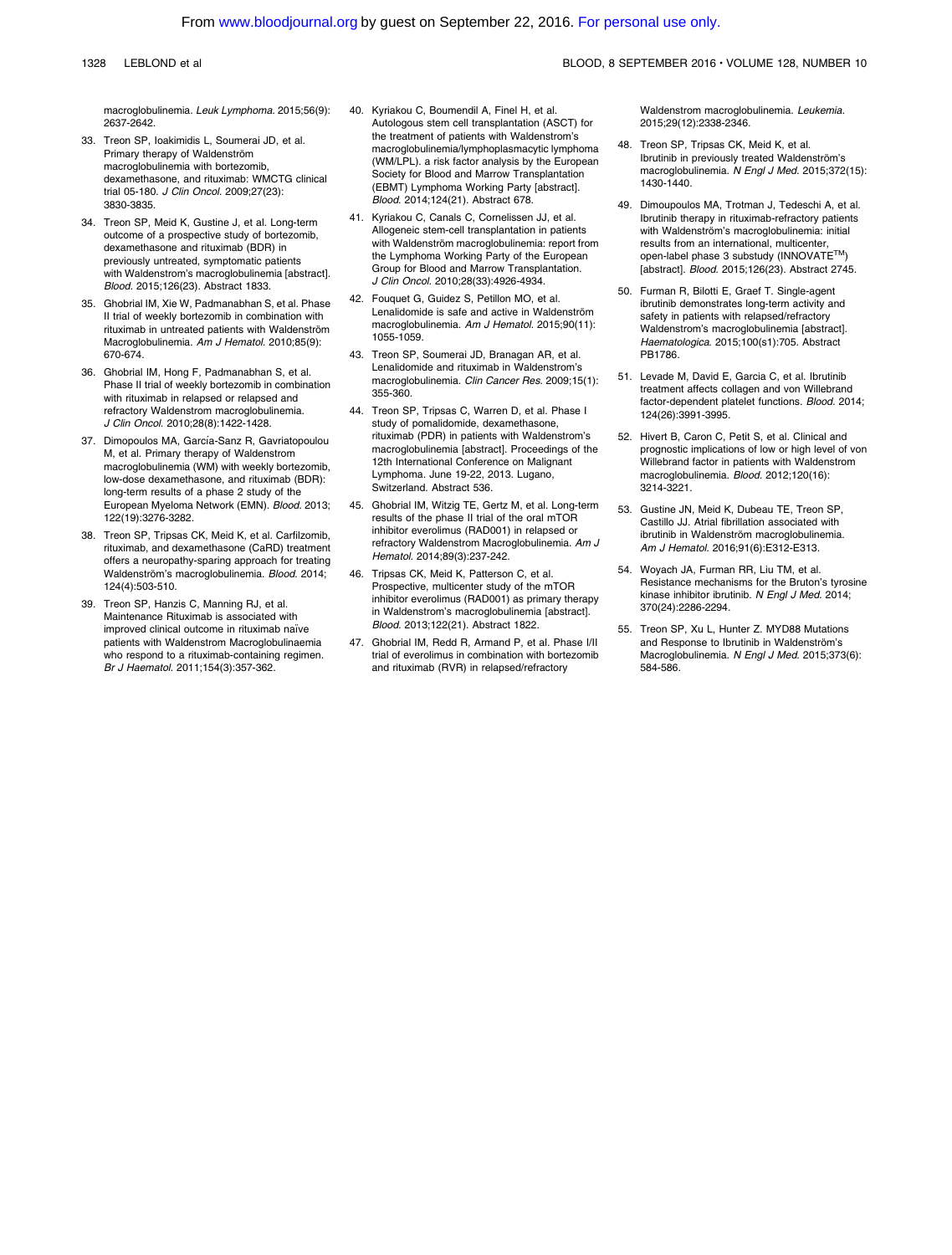macroglobulinemia. *Leuk Lymphoma.* 2015;56(9): 2637-2642.

33. Treon SP, Ioakimidis L, Soumerai JD, et al. Primary therapy of Waldenström macroglobulinemia with bortezomib, dexamethasone, and rituximab: WMCTG clinical trial 05-180. *J Clin Oncol.* 2009;27(23): 3830-3835.
34. Treon SP, Meid K, Gustine J, et al. Long-term outcome of a prospective study of bortezomib, dexamethasone and rituximab (BDR) in previously untreated, symptomatic patients with Waldenstrom's macroglobulinemia [abstract]. *Blood.* 2015;126(23). Abstract 1833.
35. Ghobrial IM, Xie W, Padmanabhan S, et al. Phase II trial of weekly bortezomib in combination with rituximab in untreated patients with Waldenström Macroglobulinemia. *Am J Hematol.* 2010;85(9): 670-674.
36. Ghobrial IM, Hong F, Padmanabhan S, et al. Phase II trial of weekly bortezomib in combination with rituximab in relapsed or relapsed and refractory Waldenstrom macroglobulinemia. *J Clin Oncol.* 2010;28(8):1422-1428.
37. Dimopoulos MA, García-Sanz R, Gavriatopoulou M, et al. Primary therapy of Waldenstrom macroglobulinemia (WM) with weekly bortezomib, low-dose dexamethasone, and rituximab (BDR): long-term results of a phase 2 study of the European Myeloma Network (EMN). *Blood.* 2013; 122(19):3276-3282.
38. Treon SP, Tripsas CK, Meid K, et al. Carfilzomib, rituximab, and dexamethasone (CaRD) treatment offers a neuropathy-sparing approach for treating Waldenström's macroglobulinemia. *Blood.* 2014; 124(4):503-510.
39. Treon SP, Hanzis C, Manning RJ, et al. Maintenance Rituximab is associated with improved clinical outcome in rituximab naïve patients with Waldenstrom Macroglobulinaemia who respond to a rituximab-containing regimen. *Br J Haematol.* 2011;154(3):357-362.
40. Kyriakou C, Boumendil A, Finel H, et al. Autologous stem cell transplantation (ASCT) for the treatment of patients with Waldenstrom's macroglobulinemia/lymphoplasmacytic lymphoma (WM/LPL). a risk factor analysis by the European Society for Blood and Marrow Transplantation (EBMT) Lymphoma Working Party [abstract]. *Blood.* 2014;124(21). Abstract 678.
41. Kyriakou C, Canals C, Cornelissen JJ, et al. Allogeneic stem-cell transplantation in patients with Waldenström macroglobulinemia: report from the Lymphoma Working Party of the European Group for Blood and Marrow Transplantation. *J Clin Oncol.* 2010;28(33):4926-4934.
42. Fouquet G, Guidez S, Petillon MO, et al. Lenalidomide is safe and active in Waldenström macroglobulinemia. *Am J Hematol.* 2015;90(11): 1055-1059.
43. Treon SP, Soumerai JD, Branagan AR, et al. Lenalidomide and rituximab in Waldenstrom's macroglobulinemia. *Clin Cancer Res.* 2009;15(1): 355-360.
44. Treon SP, Tripsas C, Warren D, et al. Phase I study of pomalidomide, dexamethasone, rituximab (PDR) in patients with Waldenström's macroglobulinemia [abstract]. Proceedings of the 12th International Conference on Malignant Lymphoma. June 19-22, 2013. Lugano, Switzerland. Abstract 536.
45. Ghobrial IM, Witzig TE, Gertz M, et al. Long-term results of the phase II trial of the oral mTOR inhibitor everolimus (RAD001) in relapsed or refractory Waldenstrom Macroglobulinemia. *Am J Hematol.* 2014;89(3):237-242.
46. Tripsas CK, Meid K, Patterson C, et al. Prospective, multicenter study of the mTOR inhibitor everolimus (RAD001) as primary therapy in Waldenström's macroglobulinemia [abstract]. *Blood.* 2013;122(21). Abstract 1822.
47. Ghobrial IM, Redd R, Armand P, et al. Phase I/II trial of everolimus in combination with bortezomib and rituximab (RVR) in relapsed/refractory Waldenstrom macroglobulinemia. *Leukemia.* 2015;29(12):2338-2346.
48. Treon SP, Tripsas CK, Meid K, et al. Ibrutinib in previously treated Waldenström's macroglobulinemia. *N Engl J Med.* 2015;372(15): 1430-1440.
49. Dimoupoulos MA, Trotman J, Tedeschi A, et al. Ibrutinib therapy in rituximab-refractory patients with Waldenström's macroglobulinemia: initial results from an international, multicenter, open-label phase 3 substudy (INNOVATE™) [abstract]. *Blood.* 2015;126(23). Abstract 2745.
50. Furman R, Bilotti E, Graef T. Single-agent ibrutinib demonstrates long-term activity and safety in patients with relapsed/refractory Waldenstrom's macroglobulinemia [abstract]. *Haematologica.* 2015;100(s1):705. Abstract PB1786.
51. Levade M, David E, Garcia C, et al. Ibrutinib treatment affects collagen and von Willebrand factor-dependent platelet functions. *Blood.* 2014; 124(26):3991-3995.
52. Hivert B, Caron C, Petit S, et al. Clinical and prognostic implications of low or high level of von Willebrand factor in patients with Waldenstrom macroglobulinemia. *Blood.* 2012;120(16): 3214-3221.
53. Gustine JN, Meid K, Dubeau TE, Treon SP, Castillo JJ. Atrial fibrillation associated with ibrutinib in Waldenström macroglobulinemia. *Am J Hematol.* 2016;91(6):E312-E313.
54. Woyach JA, Furman RR, Liu TM, et al. Resistance mechanisms for the Bruton's tyrosine kinase inhibitor ibrutinib. *N Engl J Med.* 2014; 370(24):2286-2294.
55. Treon SP, Xu L, Hunter Z. MYD88 Mutations and Response to Ibrutinib in Waldenström's Macroglobulinemia. *N Engl J Med.* 2015;373(6): 584-586.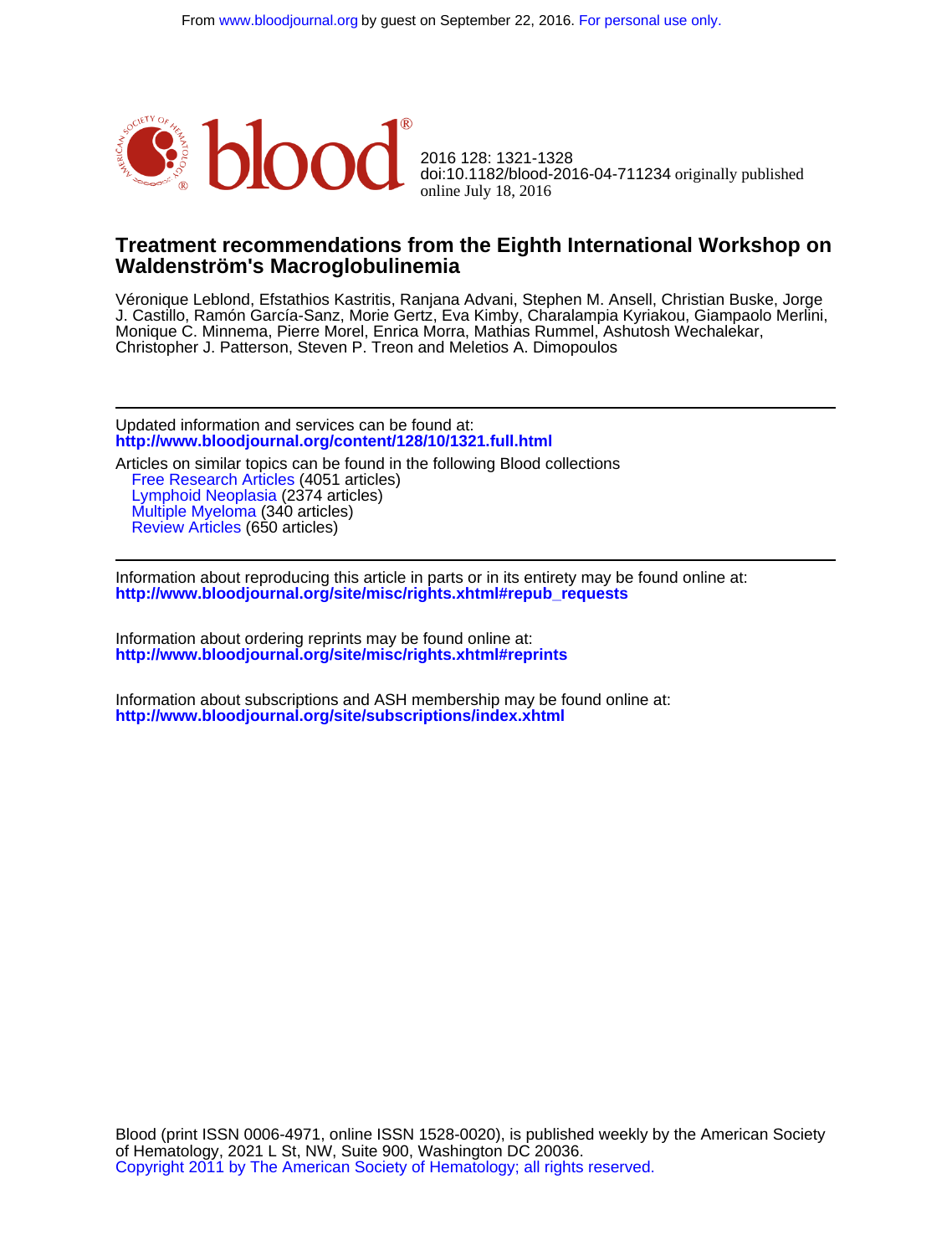2016 128: 1321-1328
doi:10.1182/blood-2016-04-711234 originally published online July 18, 2016

# Treatment recommendations from the Eighth International Workshop on Waldenström's Macroglobulinemia

Véronique Leblond, Efstathios Kastritis, Ranjana Advani, Stephen M. Ansell, Christian Buske, Jorge J. Castillo, Ramón García-Sanz, Morie Gertz, Eva Kimby, Charalampia Kyriakou, Giampaolo Merlini, Monique C. Minnema, Pierre Morel, Enrica Morra, Mathias Rummel, Ashutosh Wechalekar, Christopher J. Patterson, Steven P. Treon and Meletios A. Dimopoulos

---

Updated information and services can be found at:
**http://www.bloodjournal.org/content/128/10/1321.full.html**

Articles on similar topics can be found in the following Blood collections
- Free Research Articles (4051 articles)
- Lymphoid Neoplasia (2374 articles)
- Multiple Myeloma (340 articles)
- Review Articles (650 articles)

---

Information about reproducing this article in parts or in its entirety may be found online at:
**http://www.bloodjournal.org/site/misc/rights.xhtml#repub_requests**

Information about ordering reprints may be found online at:
**http://www.bloodjournal.org/site/misc/rights.xhtml#reprints**

Information about subscriptions and ASH membership may be found online at:
**http://www.bloodjournal.org/site/subscriptions/index.xhtml**

Blood (print ISSN 0006-4971, online ISSN 1528-0020), is published weekly by the American Society of Hematology, 2021 L St, NW, Suite 900, Washington DC 20036.
Copyright 2011 by The American Society of Hematology; all rights reserved.